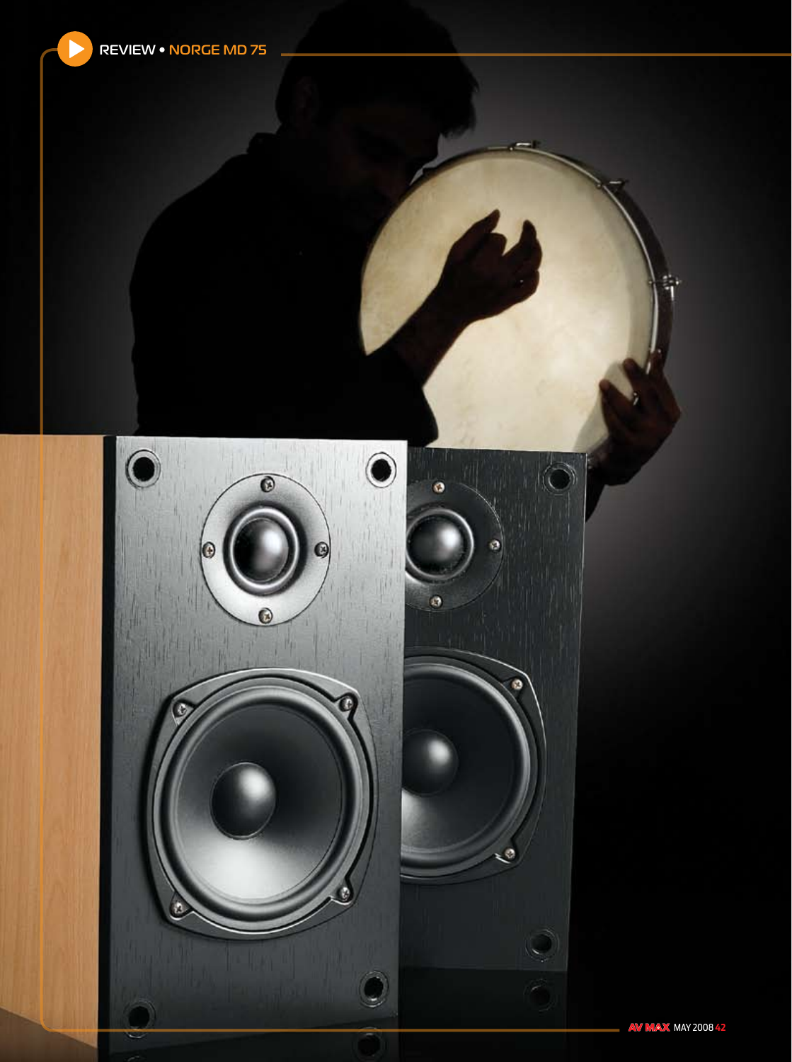REVIEW • NORGE MD 75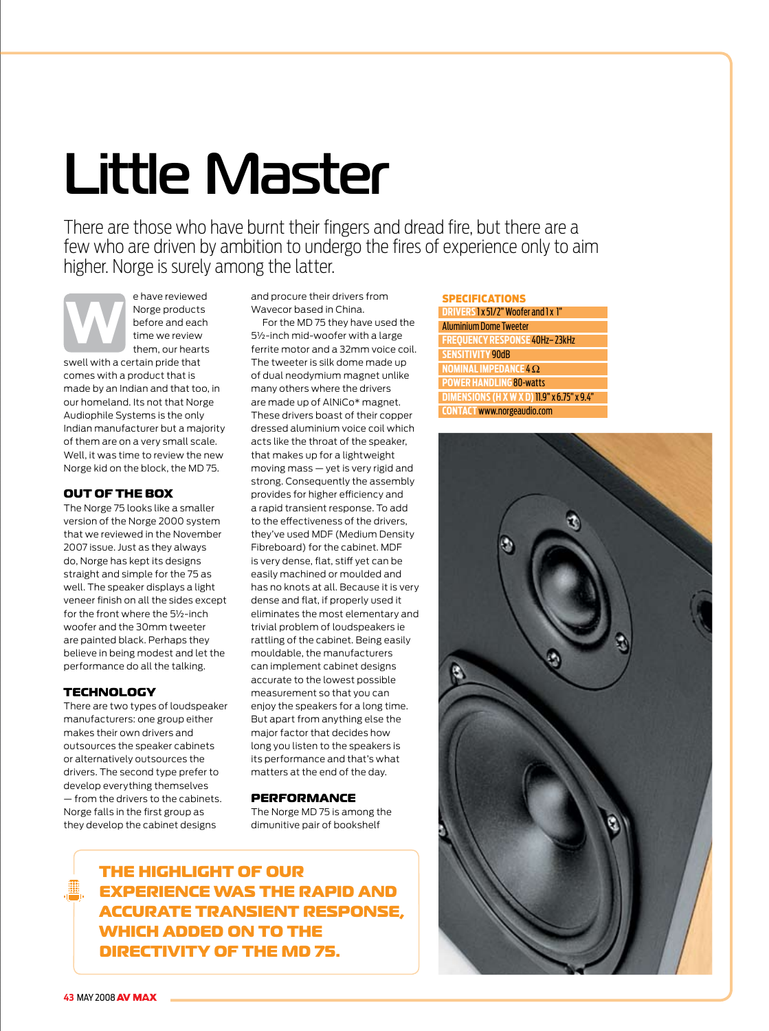# Little Master

There are those who have burnt their fingers and dread fire, but there are a few who are driven by ambition to undergo the fires of experience only to aim higher. Norge is surely among the latter.

We have reviewed Norge products before and each time we review them, our hearts swell with a certain pride that comes with a product that is made by an Indian and that too, in our homeland. Its not that Norge Audiophile Systems is the only Indian manufacturer but a majority of them are on a very small scale. Well, it was time to review the new Norge kid on the block, the MD 75.

### OUT OF THE BOX

The Norge 75 looks like a smaller version of the Norge 2000 system that we reviewed in the November 2007 issue. Just as they always do, Norge has kept its designs straight and simple for the 75 as well. The speaker displays a light veneer finish on all the sides except for the front where the 5½-inch woofer and the 30mm tweeter are painted black. Perhaps they believe in being modest and let the performance do all the talking.

### TECHNOLOGY

There are two types of loudspeaker manufacturers: one group either makes their own drivers and outsources the speaker cabinets or alternatively outsources the drivers. The second type prefer to develop everything themselves — from the drivers to the cabinets. Norge falls in the first group as they develop the cabinet designs and procure their drivers from Wavecor based in China.

For the MD 75 they have used the 5½-inch mid-woofer with a large ferrite motor and a 32mm voice coil. The tweeter is silk dome made up of dual neodymium magnet unlike many others where the drivers are made up of AlNiCo* magnet. These drivers boast of their copper dressed aluminium voice coil which acts like the throat of the speaker, that makes up for a lightweight moving mass — yet is very rigid and strong. Consequently the assembly provides for higher efficiency and a rapid transient response. To add to the effectiveness of the drivers, they've used MDF (Medium Density Fibreboard) for the cabinet. MDF is very dense, flat, stiff yet can be easily machined or moulded and has no knots at all. Because it is very dense and flat, if properly used it eliminates the most elementary and trivial problem of loudspeakers ie rattling of the cabinet. Being easily mouldable, the manufacturers can implement cabinet designs accurate to the lowest possible measurement so that you can enjoy the speakers for a long time. But apart from anything else the major factor that decides how long you listen to the speakers is its performance and that's what matters at the end of the day.

### PERFORMANCE

The Norge MD 75 is among the dimunitive pair of bookshelf

**THE HIGHLIGHT OF OUR EXPERIENCE WAS THE RAPID AND ACCURATE TRANSIENT RESPONSE, WHICH ADDED ON TO THE DIRECTIVITY OF THE MD 75.**

### SPECIFICATIONS

**DRIVERS** 1 x 51/2" Woofer and 1 x 1" Aluminium Dome Tweeter
**FREQUENCY RESPONSE** 40Hz–23kHz
**SENSITIVITY** 90dB
**NOMINAL IMPEDANCE** 4 Ω
**POWER HANDLING** 80-watts
**DIMENSIONS (H X W X D)** 11.9" x 6.75" x 9.4"
**CONTACT** www.norgeaudio.com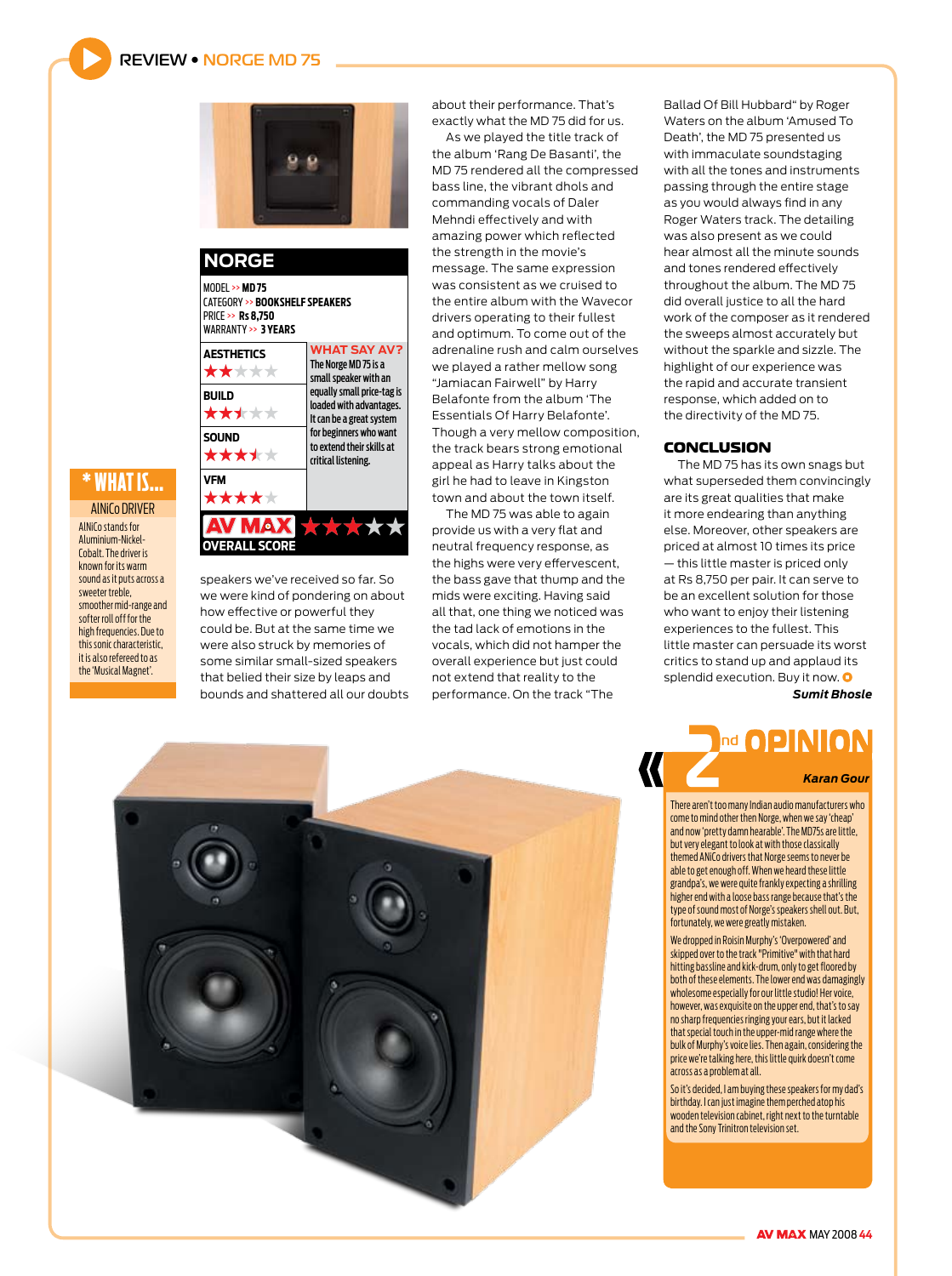## NORGE

MODEL >> **MD 75**
CATEGORY >> **BOOKSHELF SPEAKERS**
PRICE >> **Rs 8,750**
WARRANTY >> **3 YEARS**

| | |
|---|---|
| **AESTHETICS** ★★☆☆☆ | **WHAT SAY AV?** The Norge MD 75 is a small speaker with an equally small price-tag is loaded with advantages. It can be a great system for beginners who want to extend their skills at critical listening. |
| **BUILD** ★★½☆☆ | |
| **SOUND** ★★★½☆ | |
| **VFM** ★★★★☆ | |
| **AV MAX OVERALL SCORE** ★★★☆☆ | |

### * WHAT IS... AlNiCo DRIVER

AlNiCo stands for Aluminium-Nickel-Cobalt. The driver is known for its warm sound as it puts across a sweeter treble, smoother mid-range and softer roll off for the high frequencies. Due to this sonic characteristic, it is also refereed to as the 'Musical Magnet'.

speakers we've received so far. So we were kind of pondering on about how effective or powerful they could be. But at the same time we were also struck by memories of some similar small-sized speakers that belied their size by leaps and bounds and shattered all our doubts about their performance. That's exactly what the MD 75 did for us.

As we played the title track of the album 'Rang De Basanti', the MD 75 rendered all the compressed bass line, the vibrant dhols and commanding vocals of Daler Mehndi effectively and with amazing power which reflected the strength in the movie's message. The same expression was consistent as we cruised to the entire album with the Wavecor drivers operating to their fullest and optimum. To come out of the adrenaline rush and calm ourselves we played a rather mellow song "Jamiacan Fairwell" by Harry Belafonte from the album 'The Essentials Of Harry Belafonte'. Though a very mellow composition, the track bears strong emotional appeal as Harry talks about the girl he had to leave in Kingston town and about the town itself.

The MD 75 was able to again provide us with a very flat and neutral frequency response, as the highs were very effervescent, the bass gave that thump and the mids were exciting. Having said all that, one thing we noticed was the tad lack of emotions in the vocals, which did not hamper the overall experience but just could not extend that reality to the performance. On the track "The Ballad Of Bill Hubbard" by Roger Waters on the album 'Amused To Death', the MD 75 presented us with immaculate soundstaging with all the tones and instruments passing through the entire stage as you would always find in any Roger Waters track. The detailing was also present as we could hear almost all the minute sounds and tones rendered effectively throughout the album. The MD 75 did overall justice to all the hard work of the composer as it rendered the sweeps almost accurately but without the sparkle and sizzle. The highlight of our experience was the rapid and accurate transient response, which added on to the directivity of the MD 75.

### CONCLUSION

The MD 75 has its own snags but what superseded them convincingly are its great qualities that make it more endearing than anything else. Moreover, other speakers are priced at almost 10 times its price — this little master is priced only at Rs 8,750 per pair. It can serve to be an excellent solution for those who want to enjoy their listening experiences to the fullest. This little master can persuade its worst critics to stand up and applaud its splendid execution. Buy it now.

***Sumit Bhosle***

### 2nd OPINION

***Karan Gour***

There aren't too many Indian audio manufacturers who come to mind other then Norge, when we say 'cheap' and now 'pretty damn hearable'. The MD75s are little, but very elegant to look at with those classically themed ANiCo drivers that Norge seems to never be able to get enough off. When we heard these little grandpa's, we were quite frankly expecting a shrilling higher end with a loose bass range because that's the type of sound most of Norge's speakers shell out. But, fortunately, we were greatly mistaken.

We dropped in Roisin Murphy's 'Overpowered' and skipped over to the track "Primitive" with that hard hitting bassline and kick-drum, only to get floored by both of these elements. The lower end was damagingly wholesome especially for our little studio! Her voice, however, was exquisite on the upper end, that's to say no sharp frequencies ringing your ears, but it lacked that special touch in the upper-mid range where the bulk of Murphy's voice lies. Then again, considering the price we're talking here, this little quirk doesn't come across as a problem at all.

So it's decided, I am buying these speakers for my dad's birthday. I can just imagine them perched atop his wooden television cabinet, right next to the turntable and the Sony Trinitron television set.